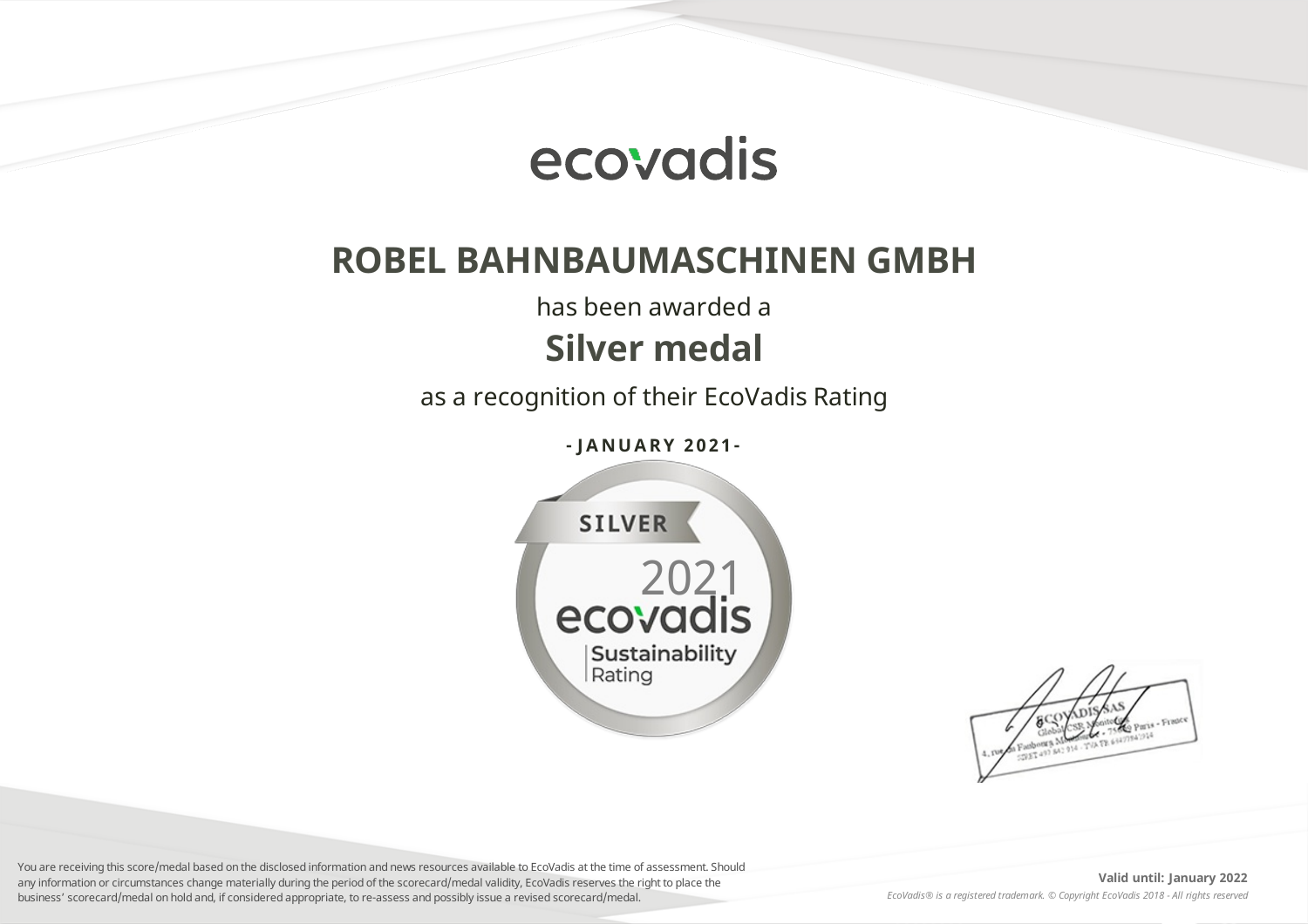ecovadis

# ROBEL BAHNBAUMASCHINEN GMBH

has been awarded a

## Silver medal

as a recognition of their EcoVadis Rating

**- JANUARY 2021 -**

SILVER
2021
ecovadis
Sustainability
Rating

ECOVADIS SAS
Global CSR Monitoring
4, rue du Faubourg Montmartre - 75009 Paris - France

You are receiving this score/medal based on the disclosed information and news resources available to EcoVadis at the time of assessment. Should any information or circumstances change materially during the period of the scorecard/medal validity, EcoVadis reserves the right to place the business' scorecard/medal on hold and, if considered appropriate, to re-assess and possibly issue a revised scorecard/medal.

**Valid until: January 2022**

*EcoVadis® is a registered trademark. © Copyright EcoVadis 2018 - All rights reserved*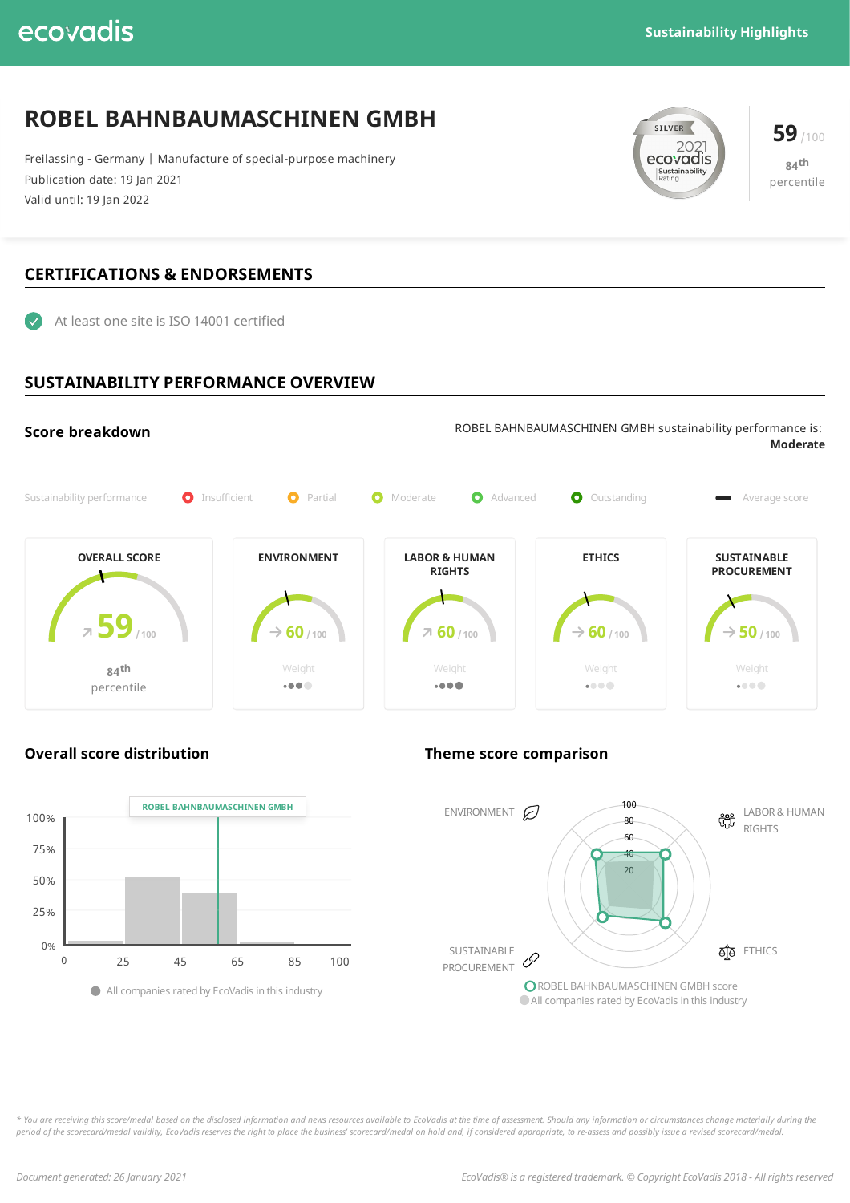ecovadis

**Sustainability Highlights**

# ROBEL BAHNBAUMASCHINEN GMBH

Freilassing - Germany | Manufacture of special-purpose machinery
Publication date: 19 Jan 2021
Valid until: 19 Jan 2022

SILVER 2021 ecovadis Sustainability Rating

**59** /100
84th percentile

## CERTIFICATIONS & ENDORSEMENTS

- At least one site is ISO 14001 certified

## SUSTAINABILITY PERFORMANCE OVERVIEW

### Score breakdown

ROBEL BAHNBAUMASCHINEN GMBH sustainability performance is: **Moderate**

Sustainability performance: Insufficient | Partial | Moderate | Advanced | Outstanding | Average score

| OVERALL SCORE | ENVIRONMENT | LABOR & HUMAN RIGHTS | ETHICS | SUSTAINABLE PROCUREMENT |
|---|---|---|---|---|
| 59 / 100 | 60 / 100 | 60 / 100 | 60 / 100 | 50 / 100 |
| 84th percentile | Weight | Weight | Weight | Weight |

### Overall score distribution

ROBEL BAHNBAUMASCHINEN GMBH

All companies rated by EcoVadis in this industry

### Theme score comparison

ENVIRONMENT | LABOR & HUMAN RIGHTS | ETHICS | SUSTAINABLE PROCUREMENT

ROBEL BAHNBAUMASCHINEN GMBH score
All companies rated by EcoVadis in this industry

*\* You are receiving this score/medal based on the disclosed information and news resources available to EcoVadis at the time of assessment. Should any information or circumstances change materially during the period of the scorecard/medal validity, EcoVadis reserves the right to place the business' scorecard/medal on hold and, if considered appropriate, to re-assess and possibly issue a revised scorecard/medal.*

*Document generated: 26 January 2021*

*EcoVadis® is a registered trademark. © Copyright EcoVadis 2018 - All rights reserved*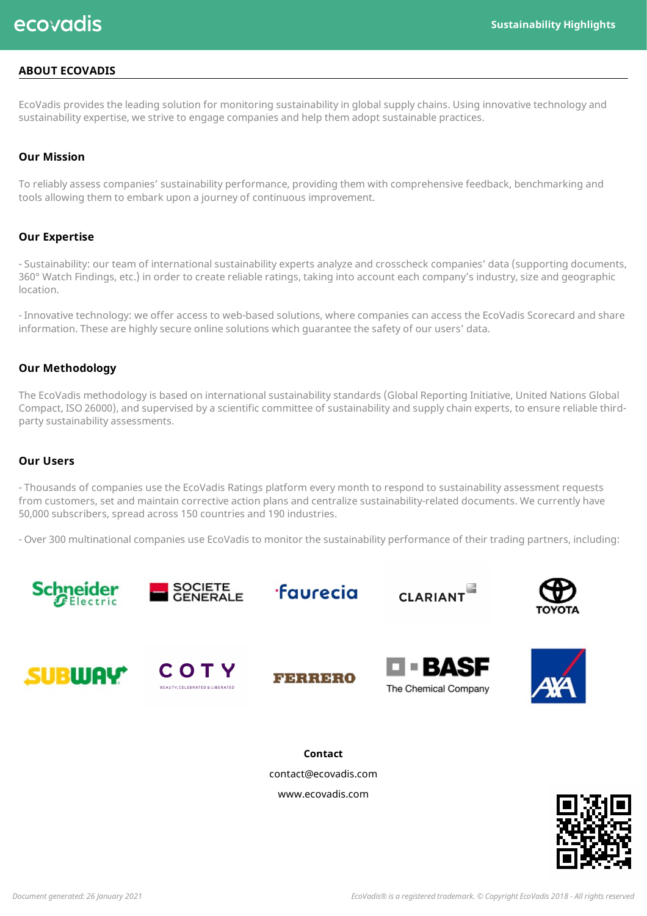## ABOUT ECOVADIS

EcoVadis provides the leading solution for monitoring sustainability in global supply chains. Using innovative technology and sustainability expertise, we strive to engage companies and help them adopt sustainable practices.

### Our Mission

To reliably assess companies' sustainability performance, providing them with comprehensive feedback, benchmarking and tools allowing them to embark upon a journey of continuous improvement.

### Our Expertise

- Sustainability: our team of international sustainability experts analyze and crosscheck companies' data (supporting documents, 360° Watch Findings, etc.) in order to create reliable ratings, taking into account each company's industry, size and geographic location.

- Innovative technology: we offer access to web-based solutions, where companies can access the EcoVadis Scorecard and share information. These are highly secure online solutions which guarantee the safety of our users' data.

### Our Methodology

The EcoVadis methodology is based on international sustainability standards (Global Reporting Initiative, United Nations Global Compact, ISO 26000), and supervised by a scientific committee of sustainability and supply chain experts, to ensure reliable third-party sustainability assessments.

### Our Users

- Thousands of companies use the EcoVadis Ratings platform every month to respond to sustainability assessment requests from customers, set and maintain corrective action plans and centralize sustainability-related documents. We currently have 50,000 subscribers, spread across 150 countries and 190 industries.

- Over 300 multinational companies use EcoVadis to monitor the sustainability performance of their trading partners, including:

**Contact**

contact@ecovadis.com

www.ecovadis.com

*Document generated: 26 January 2021*

*EcoVadis® is a registered trademark. © Copyright EcoVadis 2018 - All rights reserved*